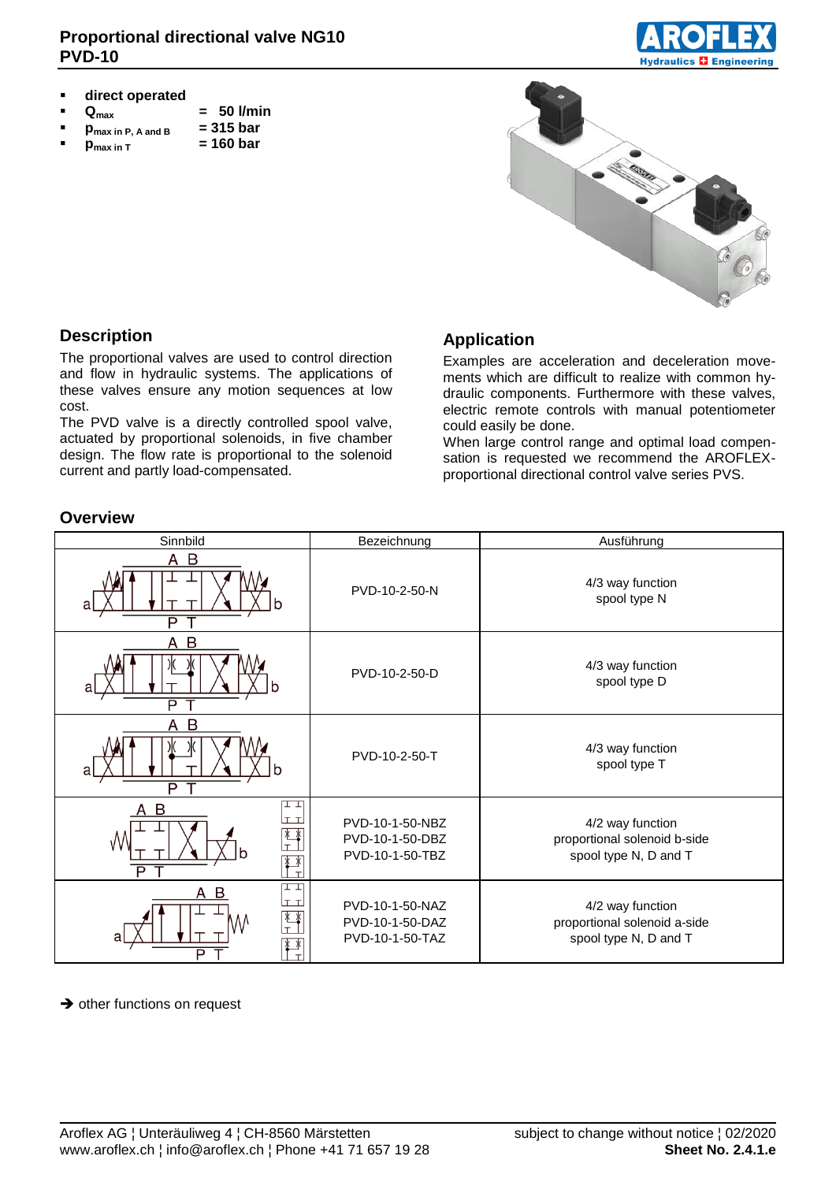# Proportional directional valve NG10
# PVD-10

- **direct operated**
- **$Q_{max}$ = 50 l/min**
- **$p_{max\ in\ P,\ A\ and\ B}$ = 315 bar**
- **$p_{max\ in\ T}$ = 160 bar**

## Description

The proportional valves are used to control direction and flow in hydraulic systems. The applications of these valves ensure any motion sequences at low cost.

The PVD valve is a directly controlled spool valve, actuated by proportional solenoids, in five chamber design. The flow rate is proportional to the solenoid current and partly load-compensated.

## Application

Examples are acceleration and deceleration movements which are difficult to realize with common hydraulic components. Furthermore with these valves, electric remote controls with manual potentiometer could easily be done.

When large control range and optimal load compensation is requested we recommend the AROFLEX-proportional directional control valve series PVS.

## Overview

| Sinnbild | Bezeichnung | Ausführung |
|---|---|---|
| | PVD-10-2-50-N | 4/3 way function<br>spool type N |
| | PVD-10-2-50-D | 4/3 way function<br>spool type D |
| | PVD-10-2-50-T | 4/3 way function<br>spool type T |
| | PVD-10-1-50-NBZ<br>PVD-10-1-50-DBZ<br>PVD-10-1-50-TBZ | 4/2 way function<br>proportional solenoid b-side<br>spool type N, D and T |
| | PVD-10-1-50-NAZ<br>PVD-10-1-50-DAZ<br>PVD-10-1-50-TAZ | 4/2 way function<br>proportional solenoid a-side<br>spool type N, D and T |

➔ other functions on request

Aroflex AG ¦ Unteräuliweg 4 ¦ CH-8560 Märstetten
www.aroflex.ch ¦ info@aroflex.ch ¦ Phone +41 71 657 19 28

subject to change without notice ¦ 02/2020
**Sheet No. 2.4.1.e**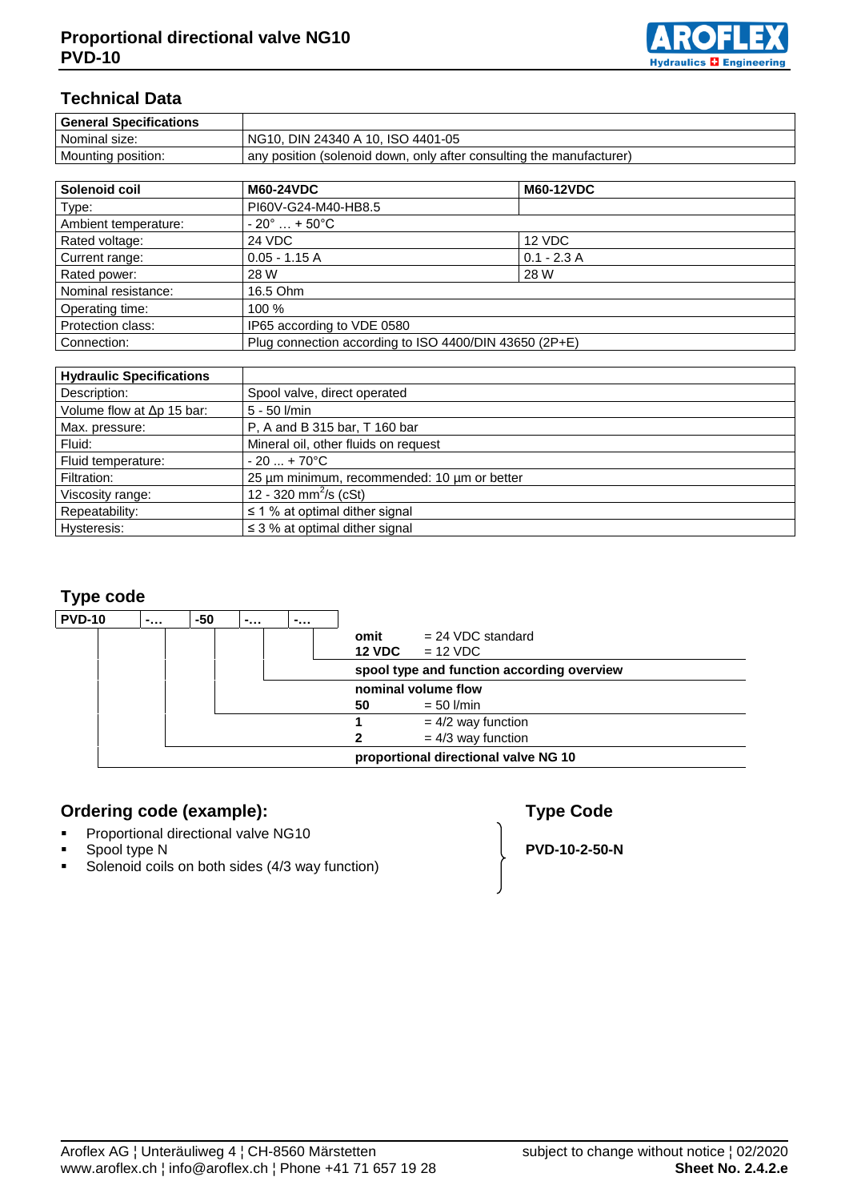## Technical Data

| General Specifications | |
|---|---|
| Nominal size: | NG10, DIN 24340 A 10, ISO 4401-05 |
| Mounting position: | any position (solenoid down, only after consulting the manufacturer) |

| Solenoid coil | M60-24VDC | M60-12VDC |
|---|---|---|
| Type: | PI60V-G24-M40-HB8.5 | |
| Ambient temperature: | - 20° … + 50°C | |
| Rated voltage: | 24 VDC | 12 VDC |
| Current range: | 0.05 - 1.15 A | 0.1 - 2.3 A |
| Rated power: | 28 W | 28 W |
| Nominal resistance: | 16.5 Ohm | |
| Operating time: | 100 % | |
| Protection class: | IP65 according to VDE 0580 | |
| Connection: | Plug connection according to ISO 4400/DIN 43650 (2P+E) | |

| Hydraulic Specifications | |
|---|---|
| Description: | Spool valve, direct operated |
| Volume flow at Δp 15 bar: | 5 - 50 l/min |
| Max. pressure: | P, A and B 315 bar, T 160 bar |
| Fluid: | Mineral oil, other fluids on request |
| Fluid temperature: | - 20 ... + 70°C |
| Filtration: | 25 µm minimum, recommended: 10 µm or better |
| Viscosity range: | 12 - 320 $mm^2/s$ (cSt) |
| Repeatability: | ≤ 1 % at optimal dither signal |
| Hysteresis: | ≤ 3 % at optimal dither signal |

## Type code

**PVD-10** | **-…** | **-50** | **-…** | **-…**

- **omit** = 24 VDC standard
- **12 VDC** = 12 VDC
- **spool type and function according overview**
- **nominal volume flow**
  - **50** = 50 l/min
- **1** = 4/2 way function
- **2** = 4/3 way function
- **proportional directional valve NG 10**

## Ordering code (example):

- Proportional directional valve NG10
- Spool type N
- Solenoid coils on both sides (4/3 way function)

**Type Code**

**PVD-10-2-50-N**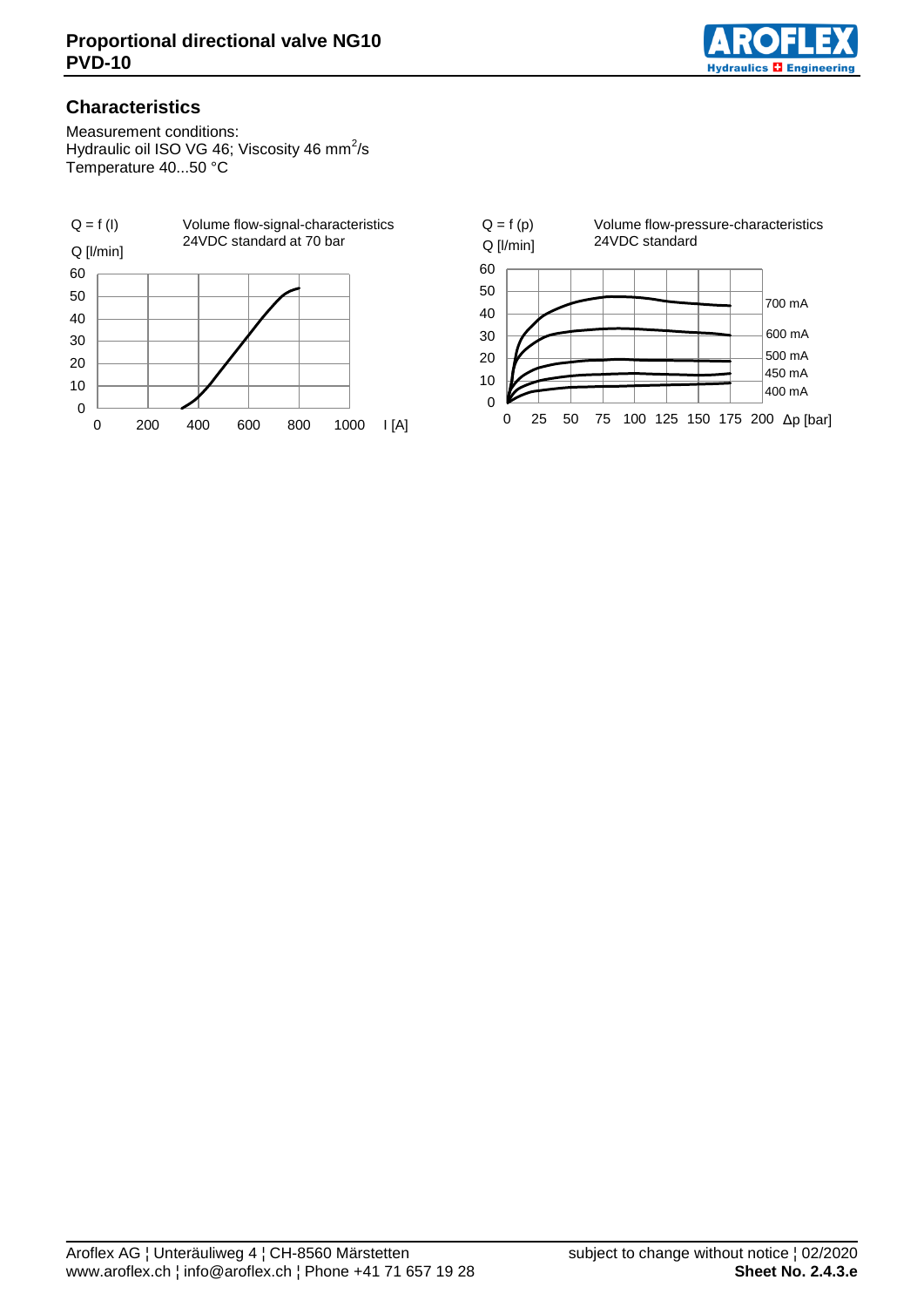## Characteristics

Measurement conditions:
Hydraulic oil ISO VG 46; Viscosity 46 mm²/s
Temperature 40...50 °C

Q = f (I) Volume flow-signal-characteristics
24VDC standard at 70 bar

Q [l/min]

I [A]

Q = f (p) Volume flow-pressure-characteristics
24VDC standard

Q [l/min]

700 mA
600 mA
500 mA
450 mA
400 mA

Δp [bar]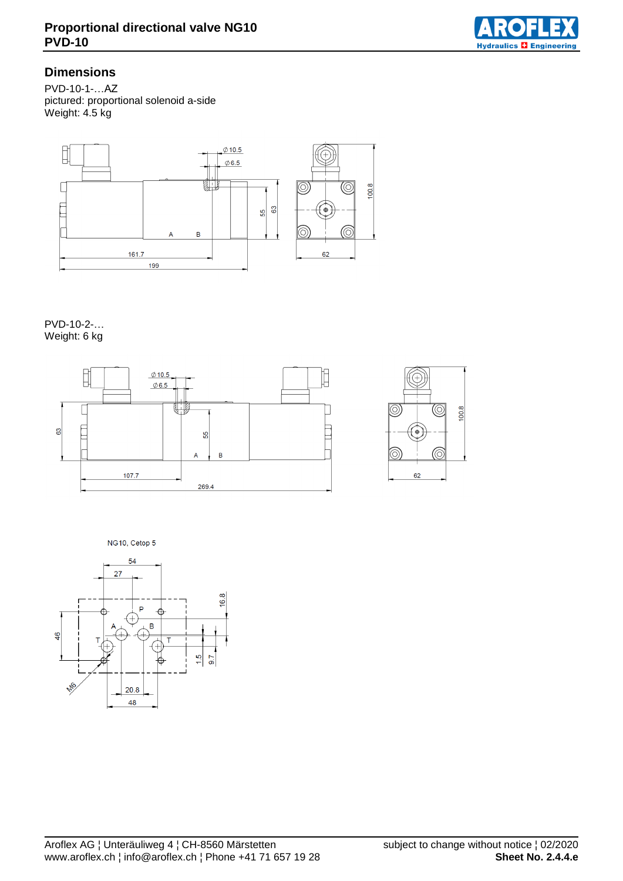## Dimensions

PVD-10-1-…AZ
pictured: proportional solenoid a-side
Weight: 4.5 kg

Ø10.5
Ø6.5
55
63
100.8
A
B
161.7
199
62

PVD-10-2-…
Weight: 6 kg

Ø10.5
Ø6.5
63
55
A
B
107.7
269.4
100.8
62

NG10, Cetop 5

54
27
16.8
P
A
B
T
T
46
1.5
9.7
M6
20.8
48

Aroflex AG ¦ Unteräuliweg 4 ¦ CH-8560 Märstetten
www.aroflex.ch ¦ info@aroflex.ch ¦ Phone +41 71 657 19 28

subject to change without notice ¦ 02/2020
**Sheet No. 2.4.4.e**